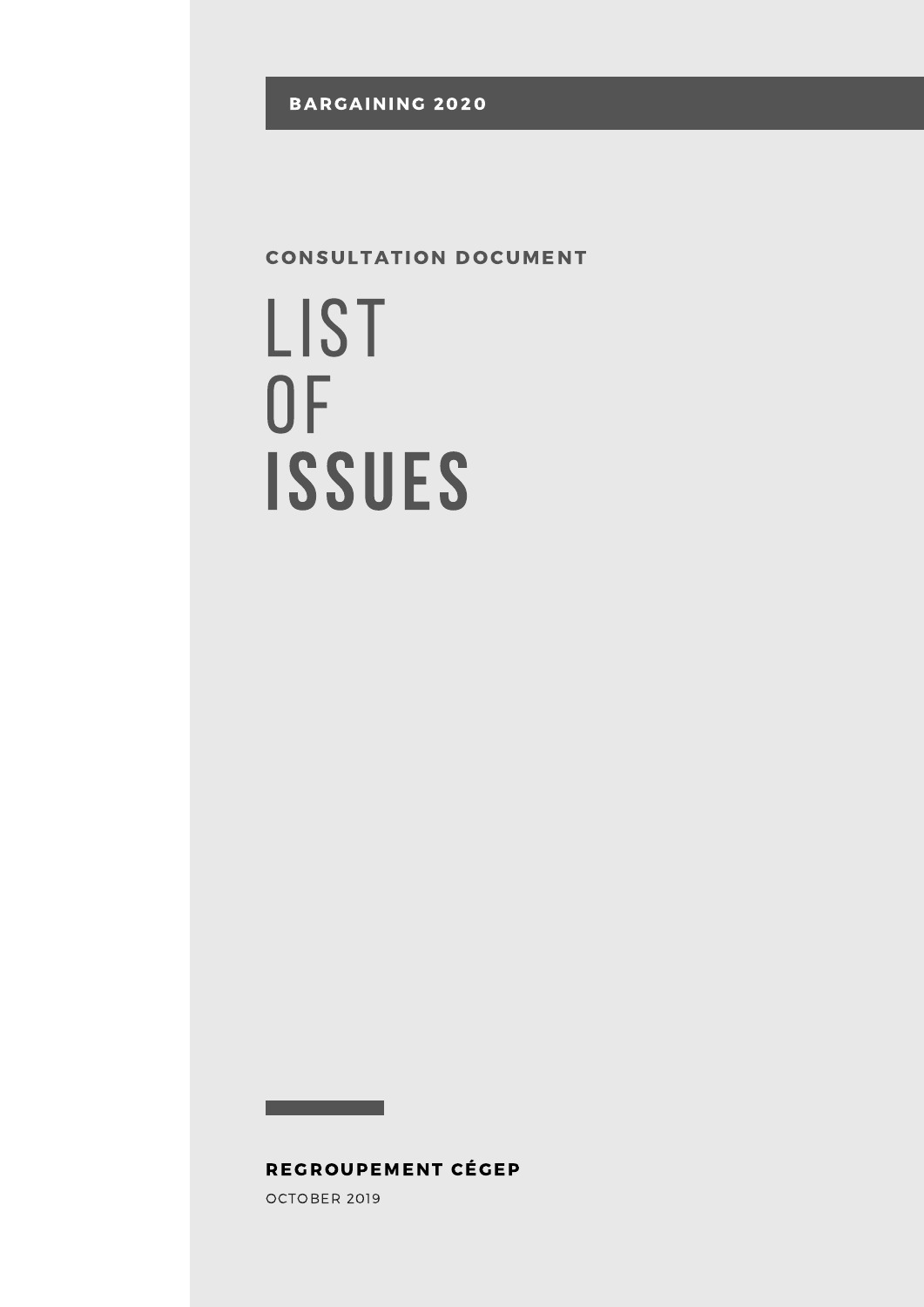**BARGAINING 2020**

**CONSULTATION DOCUMENT**

# LIST OF ISSUES

**REGROUPEMENT CÉGEP**

OCTOBER 2019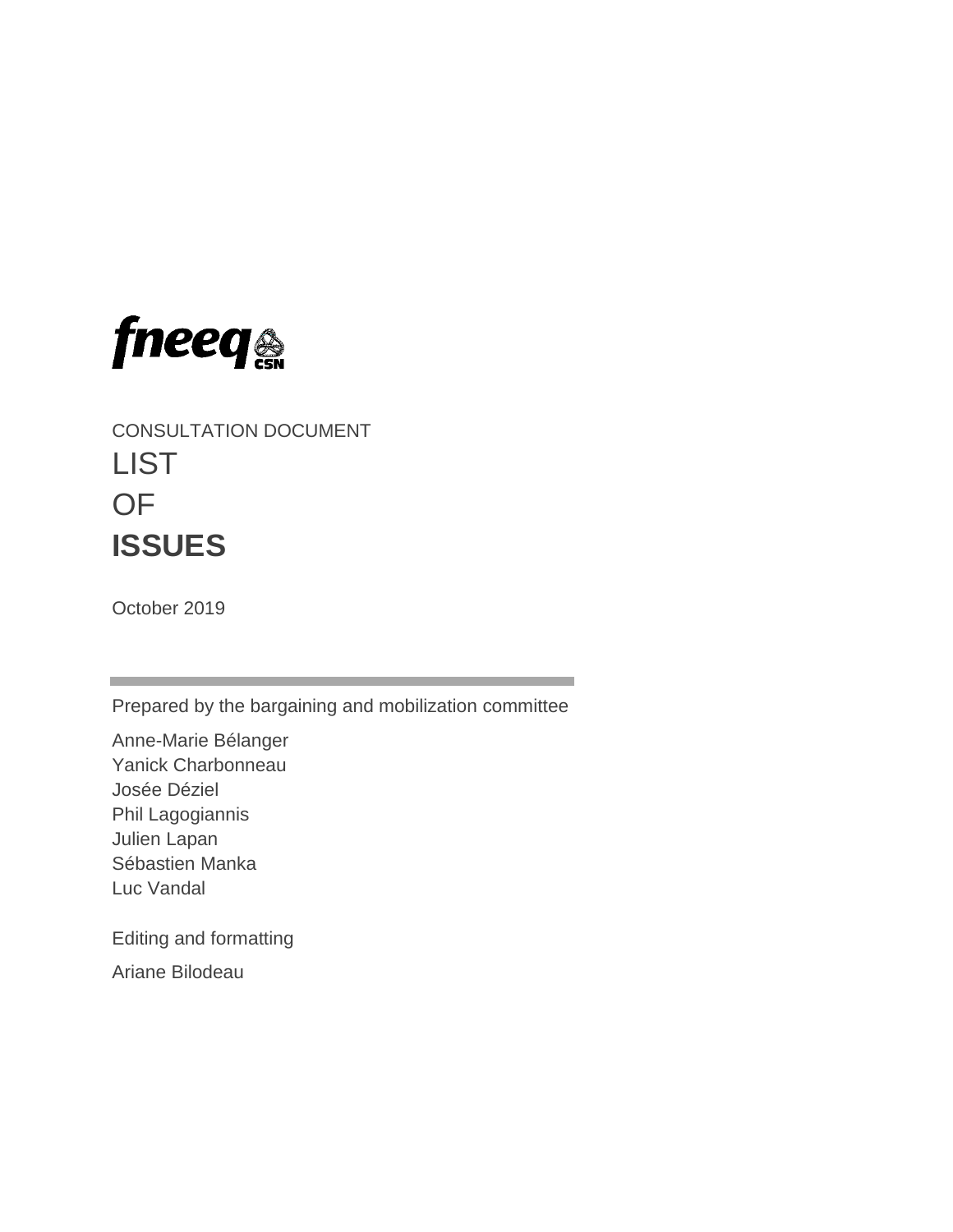fneeq CSN

CONSULTATION DOCUMENT

# LIST OF **ISSUES**

October 2019

Prepared by the bargaining and mobilization committee

Anne-Marie Bélanger
Yanick Charbonneau
Josée Déziel
Phil Lagogiannis
Julien Lapan
Sébastien Manka
Luc Vandal

Editing and formatting

Ariane Bilodeau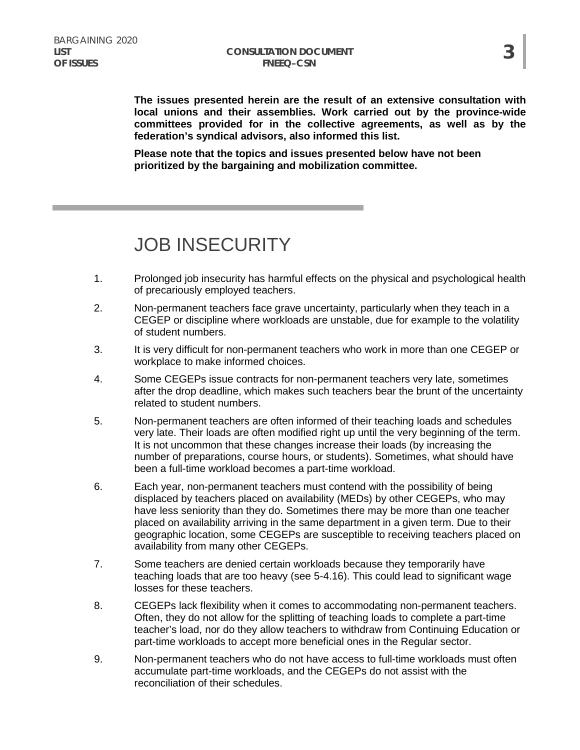**The issues presented herein are the result of an extensive consultation with local unions and their assemblies. Work carried out by the province-wide committees provided for in the collective agreements, as well as by the federation's syndical advisors, also informed this list.**

**Please note that the topics and issues presented below have not been prioritized by the bargaining and mobilization committee.**

# JOB INSECURITY

1. Prolonged job insecurity has harmful effects on the physical and psychological health of precariously employed teachers.
2. Non-permanent teachers face grave uncertainty, particularly when they teach in a CEGEP or discipline where workloads are unstable, due for example to the volatility of student numbers.
3. It is very difficult for non-permanent teachers who work in more than one CEGEP or workplace to make informed choices.
4. Some CEGEPs issue contracts for non-permanent teachers very late, sometimes after the drop deadline, which makes such teachers bear the brunt of the uncertainty related to student numbers.
5. Non-permanent teachers are often informed of their teaching loads and schedules very late. Their loads are often modified right up until the very beginning of the term. It is not uncommon that these changes increase their loads (by increasing the number of preparations, course hours, or students). Sometimes, what should have been a full-time workload becomes a part-time workload.
6. Each year, non-permanent teachers must contend with the possibility of being displaced by teachers placed on availability (MEDs) by other CEGEPs, who may have less seniority than they do. Sometimes there may be more than one teacher placed on availability arriving in the same department in a given term. Due to their geographic location, some CEGEPs are susceptible to receiving teachers placed on availability from many other CEGEPs.
7. Some teachers are denied certain workloads because they temporarily have teaching loads that are too heavy (see 5-4.16). This could lead to significant wage losses for these teachers.
8. CEGEPs lack flexibility when it comes to accommodating non-permanent teachers. Often, they do not allow for the splitting of teaching loads to complete a part-time teacher's load, nor do they allow teachers to withdraw from Continuing Education or part-time workloads to accept more beneficial ones in the Regular sector.
9. Non-permanent teachers who do not have access to full-time workloads must often accumulate part-time workloads, and the CEGEPs do not assist with the reconciliation of their schedules.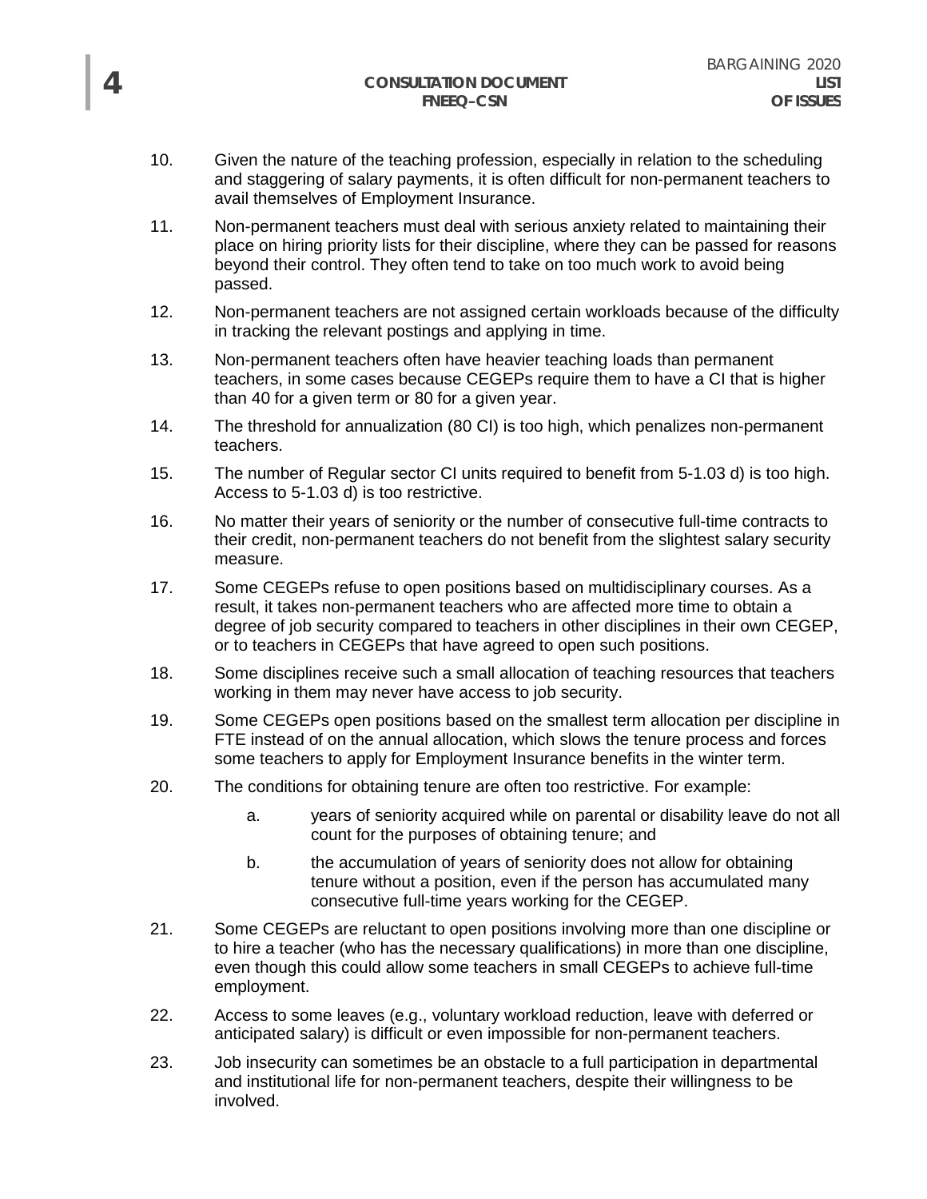10. Given the nature of the teaching profession, especially in relation to the scheduling and staggering of salary payments, it is often difficult for non-permanent teachers to avail themselves of Employment Insurance.

11. Non-permanent teachers must deal with serious anxiety related to maintaining their place on hiring priority lists for their discipline, where they can be passed for reasons beyond their control. They often tend to take on too much work to avoid being passed.

12. Non-permanent teachers are not assigned certain workloads because of the difficulty in tracking the relevant postings and applying in time.

13. Non-permanent teachers often have heavier teaching loads than permanent teachers, in some cases because CEGEPs require them to have a CI that is higher than 40 for a given term or 80 for a given year.

14. The threshold for annualization (80 CI) is too high, which penalizes non-permanent teachers.

15. The number of Regular sector CI units required to benefit from 5-1.03 d) is too high. Access to 5-1.03 d) is too restrictive.

16. No matter their years of seniority or the number of consecutive full-time contracts to their credit, non-permanent teachers do not benefit from the slightest salary security measure.

17. Some CEGEPs refuse to open positions based on multidisciplinary courses. As a result, it takes non-permanent teachers who are affected more time to obtain a degree of job security compared to teachers in other disciplines in their own CEGEP, or to teachers in CEGEPs that have agreed to open such positions.

18. Some disciplines receive such a small allocation of teaching resources that teachers working in them may never have access to job security.

19. Some CEGEPs open positions based on the smallest term allocation per discipline in FTE instead of on the annual allocation, which slows the tenure process and forces some teachers to apply for Employment Insurance benefits in the winter term.

20. The conditions for obtaining tenure are often too restrictive. For example:

    a. years of seniority acquired while on parental or disability leave do not all count for the purposes of obtaining tenure; and

    b. the accumulation of years of seniority does not allow for obtaining tenure without a position, even if the person has accumulated many consecutive full-time years working for the CEGEP.

21. Some CEGEPs are reluctant to open positions involving more than one discipline or to hire a teacher (who has the necessary qualifications) in more than one discipline, even though this could allow some teachers in small CEGEPs to achieve full-time employment.

22. Access to some leaves (e.g., voluntary workload reduction, leave with deferred or anticipated salary) is difficult or even impossible for non-permanent teachers.

23. Job insecurity can sometimes be an obstacle to a full participation in departmental and institutional life for non-permanent teachers, despite their willingness to be involved.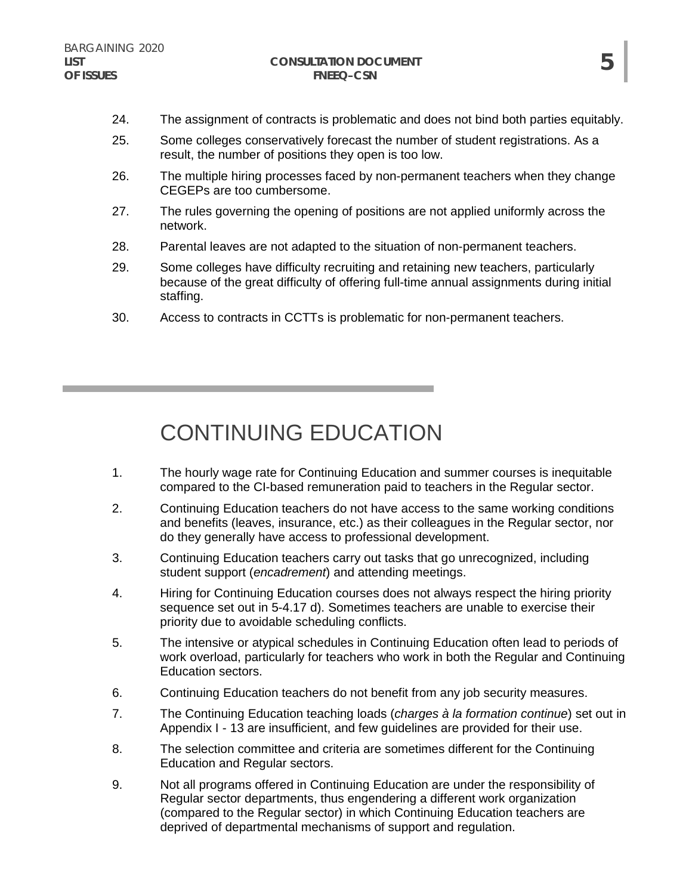24. The assignment of contracts is problematic and does not bind both parties equitably.
25. Some colleges conservatively forecast the number of student registrations. As a result, the number of positions they open is too low.
26. The multiple hiring processes faced by non-permanent teachers when they change CEGEPs are too cumbersome.
27. The rules governing the opening of positions are not applied uniformly across the network.
28. Parental leaves are not adapted to the situation of non-permanent teachers.
29. Some colleges have difficulty recruiting and retaining new teachers, particularly because of the great difficulty of offering full-time annual assignments during initial staffing.
30. Access to contracts in CCTTs is problematic for non-permanent teachers.

# CONTINUING EDUCATION

1. The hourly wage rate for Continuing Education and summer courses is inequitable compared to the CI-based remuneration paid to teachers in the Regular sector.
2. Continuing Education teachers do not have access to the same working conditions and benefits (leaves, insurance, etc.) as their colleagues in the Regular sector, nor do they generally have access to professional development.
3. Continuing Education teachers carry out tasks that go unrecognized, including student support (*encadrement*) and attending meetings.
4. Hiring for Continuing Education courses does not always respect the hiring priority sequence set out in 5-4.17 d). Sometimes teachers are unable to exercise their priority due to avoidable scheduling conflicts.
5. The intensive or atypical schedules in Continuing Education often lead to periods of work overload, particularly for teachers who work in both the Regular and Continuing Education sectors.
6. Continuing Education teachers do not benefit from any job security measures.
7. The Continuing Education teaching loads (*charges à la formation continue*) set out in Appendix I - 13 are insufficient, and few guidelines are provided for their use.
8. The selection committee and criteria are sometimes different for the Continuing Education and Regular sectors.
9. Not all programs offered in Continuing Education are under the responsibility of Regular sector departments, thus engendering a different work organization (compared to the Regular sector) in which Continuing Education teachers are deprived of departmental mechanisms of support and regulation.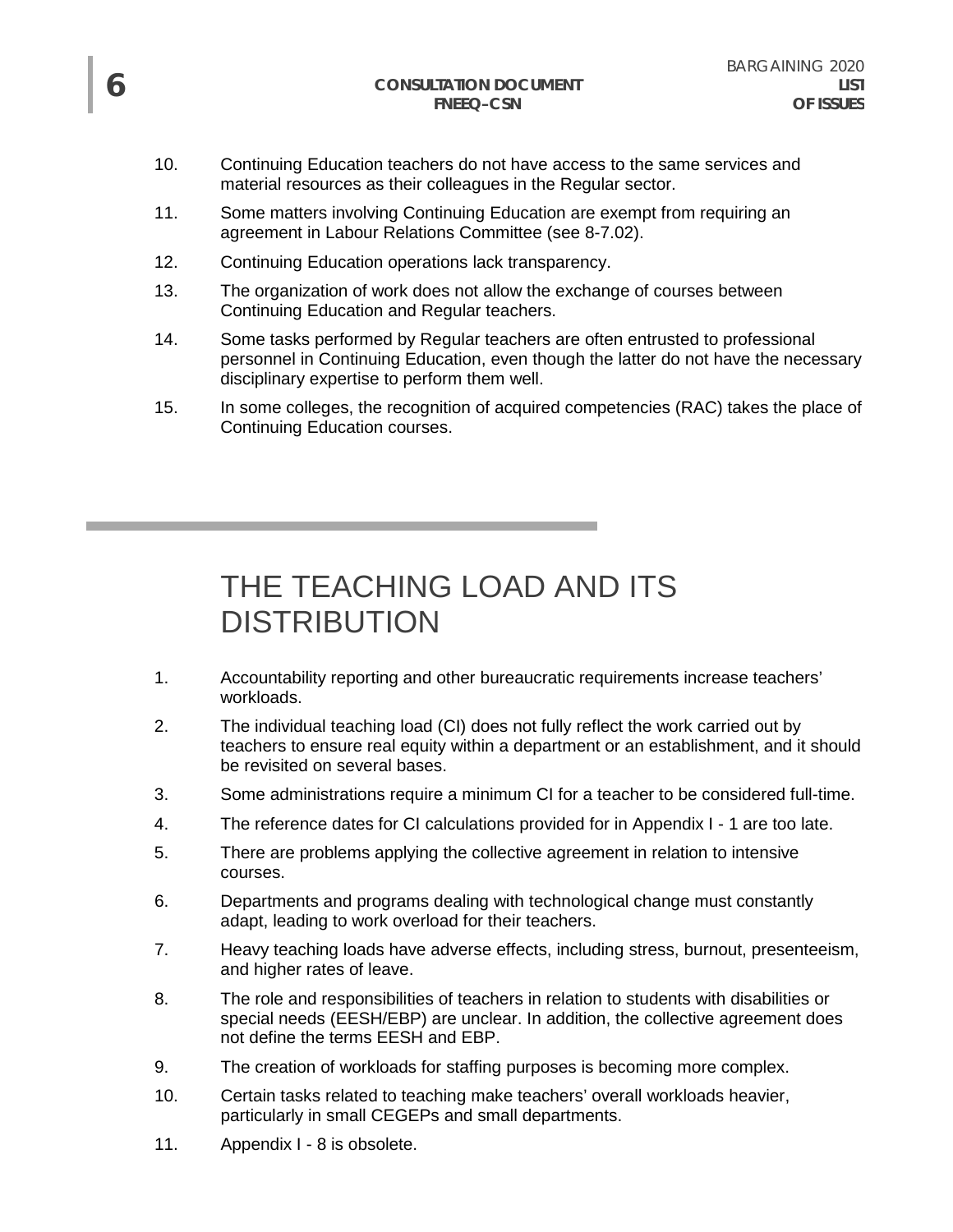10. Continuing Education teachers do not have access to the same services and material resources as their colleagues in the Regular sector.
11. Some matters involving Continuing Education are exempt from requiring an agreement in Labour Relations Committee (see 8-7.02).
12. Continuing Education operations lack transparency.
13. The organization of work does not allow the exchange of courses between Continuing Education and Regular teachers.
14. Some tasks performed by Regular teachers are often entrusted to professional personnel in Continuing Education, even though the latter do not have the necessary disciplinary expertise to perform them well.
15. In some colleges, the recognition of acquired competencies (RAC) takes the place of Continuing Education courses.

# THE TEACHING LOAD AND ITS DISTRIBUTION

1. Accountability reporting and other bureaucratic requirements increase teachers' workloads.
2. The individual teaching load (CI) does not fully reflect the work carried out by teachers to ensure real equity within a department or an establishment, and it should be revisited on several bases.
3. Some administrations require a minimum CI for a teacher to be considered full-time.
4. The reference dates for CI calculations provided for in Appendix I - 1 are too late.
5. There are problems applying the collective agreement in relation to intensive courses.
6. Departments and programs dealing with technological change must constantly adapt, leading to work overload for their teachers.
7. Heavy teaching loads have adverse effects, including stress, burnout, presenteeism, and higher rates of leave.
8. The role and responsibilities of teachers in relation to students with disabilities or special needs (EESH/EBP) are unclear. In addition, the collective agreement does not define the terms EESH and EBP.
9. The creation of workloads for staffing purposes is becoming more complex.
10. Certain tasks related to teaching make teachers' overall workloads heavier, particularly in small CEGEPs and small departments.
11. Appendix I - 8 is obsolete.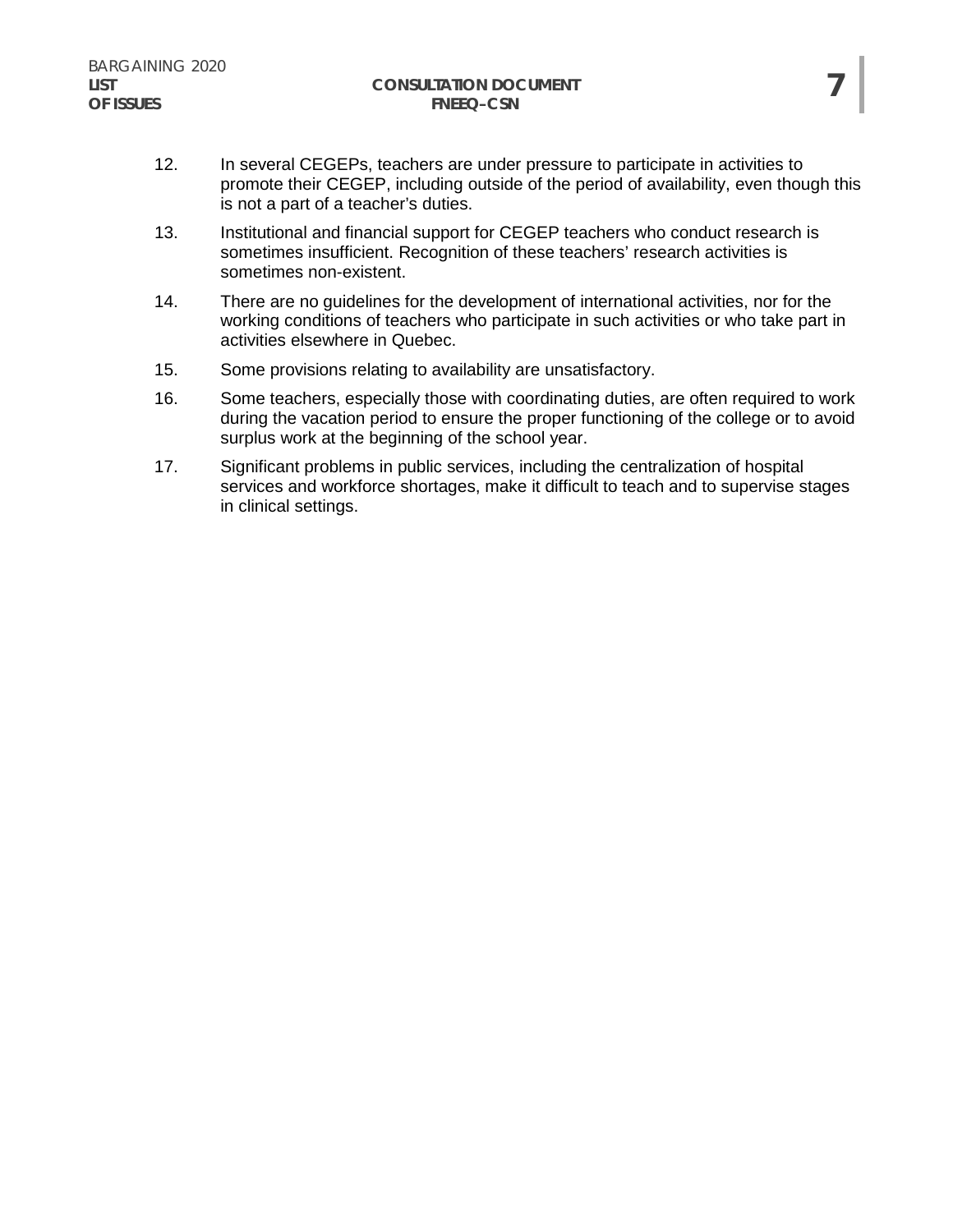12. In several CEGEPs, teachers are under pressure to participate in activities to promote their CEGEP, including outside of the period of availability, even though this is not a part of a teacher's duties.

13. Institutional and financial support for CEGEP teachers who conduct research is sometimes insufficient. Recognition of these teachers' research activities is sometimes non-existent.

14. There are no guidelines for the development of international activities, nor for the working conditions of teachers who participate in such activities or who take part in activities elsewhere in Quebec.

15. Some provisions relating to availability are unsatisfactory.

16. Some teachers, especially those with coordinating duties, are often required to work during the vacation period to ensure the proper functioning of the college or to avoid surplus work at the beginning of the school year.

17. Significant problems in public services, including the centralization of hospital services and workforce shortages, make it difficult to teach and to supervise stages in clinical settings.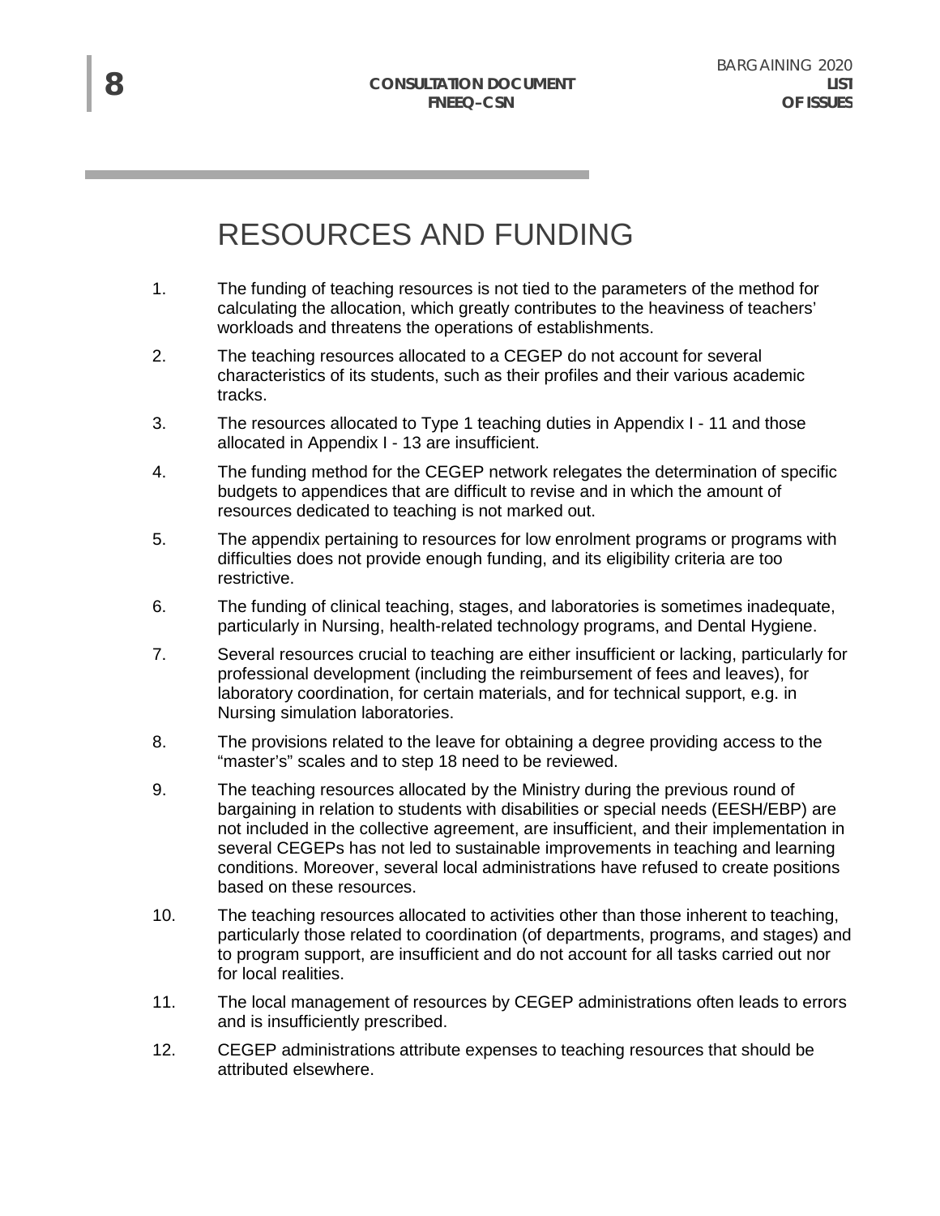# RESOURCES AND FUNDING

1. The funding of teaching resources is not tied to the parameters of the method for calculating the allocation, which greatly contributes to the heaviness of teachers' workloads and threatens the operations of establishments.
2. The teaching resources allocated to a CEGEP do not account for several characteristics of its students, such as their profiles and their various academic tracks.
3. The resources allocated to Type 1 teaching duties in Appendix I - 11 and those allocated in Appendix I - 13 are insufficient.
4. The funding method for the CEGEP network relegates the determination of specific budgets to appendices that are difficult to revise and in which the amount of resources dedicated to teaching is not marked out.
5. The appendix pertaining to resources for low enrolment programs or programs with difficulties does not provide enough funding, and its eligibility criteria are too restrictive.
6. The funding of clinical teaching, stages, and laboratories is sometimes inadequate, particularly in Nursing, health-related technology programs, and Dental Hygiene.
7. Several resources crucial to teaching are either insufficient or lacking, particularly for professional development (including the reimbursement of fees and leaves), for laboratory coordination, for certain materials, and for technical support, e.g. in Nursing simulation laboratories.
8. The provisions related to the leave for obtaining a degree providing access to the "master's" scales and to step 18 need to be reviewed.
9. The teaching resources allocated by the Ministry during the previous round of bargaining in relation to students with disabilities or special needs (EESH/EBP) are not included in the collective agreement, are insufficient, and their implementation in several CEGEPs has not led to sustainable improvements in teaching and learning conditions. Moreover, several local administrations have refused to create positions based on these resources.
10. The teaching resources allocated to activities other than those inherent to teaching, particularly those related to coordination (of departments, programs, and stages) and to program support, are insufficient and do not account for all tasks carried out nor for local realities.
11. The local management of resources by CEGEP administrations often leads to errors and is insufficiently prescribed.
12. CEGEP administrations attribute expenses to teaching resources that should be attributed elsewhere.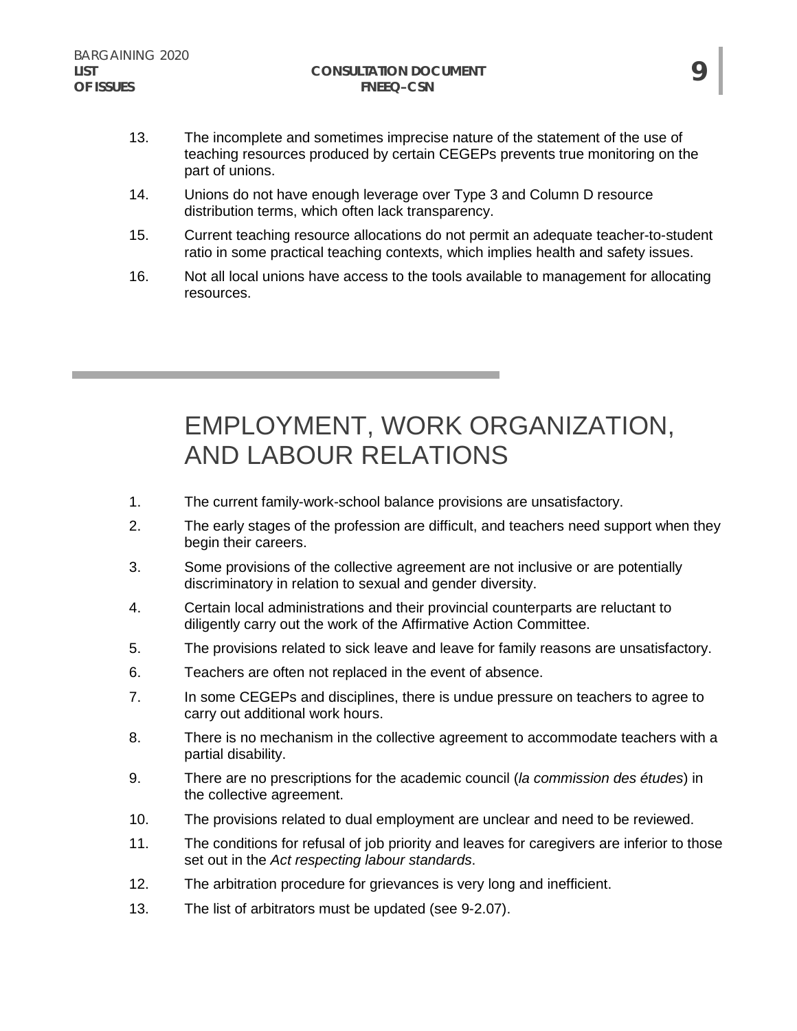13. The incomplete and sometimes imprecise nature of the statement of the use of teaching resources produced by certain CEGEPs prevents true monitoring on the part of unions.
14. Unions do not have enough leverage over Type 3 and Column D resource distribution terms, which often lack transparency.
15. Current teaching resource allocations do not permit an adequate teacher-to-student ratio in some practical teaching contexts, which implies health and safety issues.
16. Not all local unions have access to the tools available to management for allocating resources.

# EMPLOYMENT, WORK ORGANIZATION, AND LABOUR RELATIONS

1. The current family-work-school balance provisions are unsatisfactory.
2. The early stages of the profession are difficult, and teachers need support when they begin their careers.
3. Some provisions of the collective agreement are not inclusive or are potentially discriminatory in relation to sexual and gender diversity.
4. Certain local administrations and their provincial counterparts are reluctant to diligently carry out the work of the Affirmative Action Committee.
5. The provisions related to sick leave and leave for family reasons are unsatisfactory.
6. Teachers are often not replaced in the event of absence.
7. In some CEGEPs and disciplines, there is undue pressure on teachers to agree to carry out additional work hours.
8. There is no mechanism in the collective agreement to accommodate teachers with a partial disability.
9. There are no prescriptions for the academic council (*la commission des études*) in the collective agreement.
10. The provisions related to dual employment are unclear and need to be reviewed.
11. The conditions for refusal of job priority and leaves for caregivers are inferior to those set out in the *Act respecting labour standards*.
12. The arbitration procedure for grievances is very long and inefficient.
13. The list of arbitrators must be updated (see 9-2.07).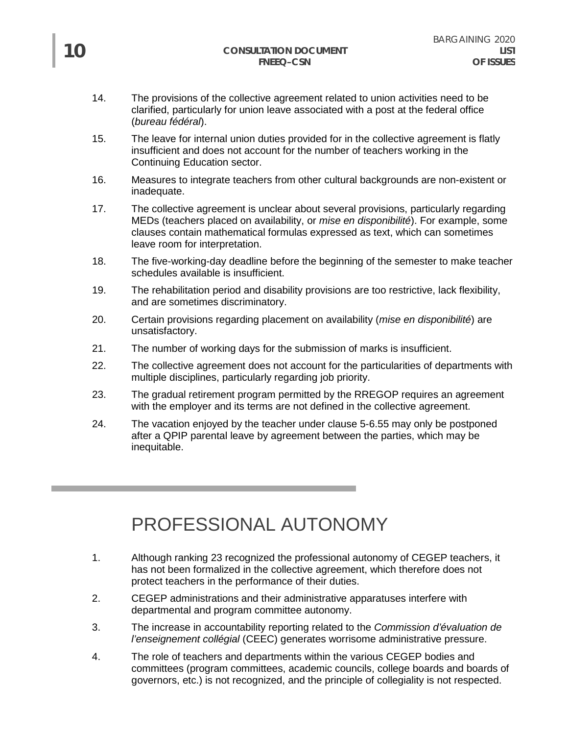14. The provisions of the collective agreement related to union activities need to be clarified, particularly for union leave associated with a post at the federal office (*bureau fédéral*).

15. The leave for internal union duties provided for in the collective agreement is flatly insufficient and does not account for the number of teachers working in the Continuing Education sector.

16. Measures to integrate teachers from other cultural backgrounds are non-existent or inadequate.

17. The collective agreement is unclear about several provisions, particularly regarding MEDs (teachers placed on availability, or *mise en disponibilité*). For example, some clauses contain mathematical formulas expressed as text, which can sometimes leave room for interpretation.

18. The five-working-day deadline before the beginning of the semester to make teacher schedules available is insufficient.

19. The rehabilitation period and disability provisions are too restrictive, lack flexibility, and are sometimes discriminatory.

20. Certain provisions regarding placement on availability (*mise en disponibilité*) are unsatisfactory.

21. The number of working days for the submission of marks is insufficient.

22. The collective agreement does not account for the particularities of departments with multiple disciplines, particularly regarding job priority.

23. The gradual retirement program permitted by the RREGOP requires an agreement with the employer and its terms are not defined in the collective agreement.

24. The vacation enjoyed by the teacher under clause 5-6.55 may only be postponed after a QPIP parental leave by agreement between the parties, which may be inequitable.

# PROFESSIONAL AUTONOMY

1. Although ranking 23 recognized the professional autonomy of CEGEP teachers, it has not been formalized in the collective agreement, which therefore does not protect teachers in the performance of their duties.

2. CEGEP administrations and their administrative apparatuses interfere with departmental and program committee autonomy.

3. The increase in accountability reporting related to the *Commission d'évaluation de l'enseignement collégial* (CEEC) generates worrisome administrative pressure.

4. The role of teachers and departments within the various CEGEP bodies and committees (program committees, academic councils, college boards and boards of governors, etc.) is not recognized, and the principle of collegiality is not respected.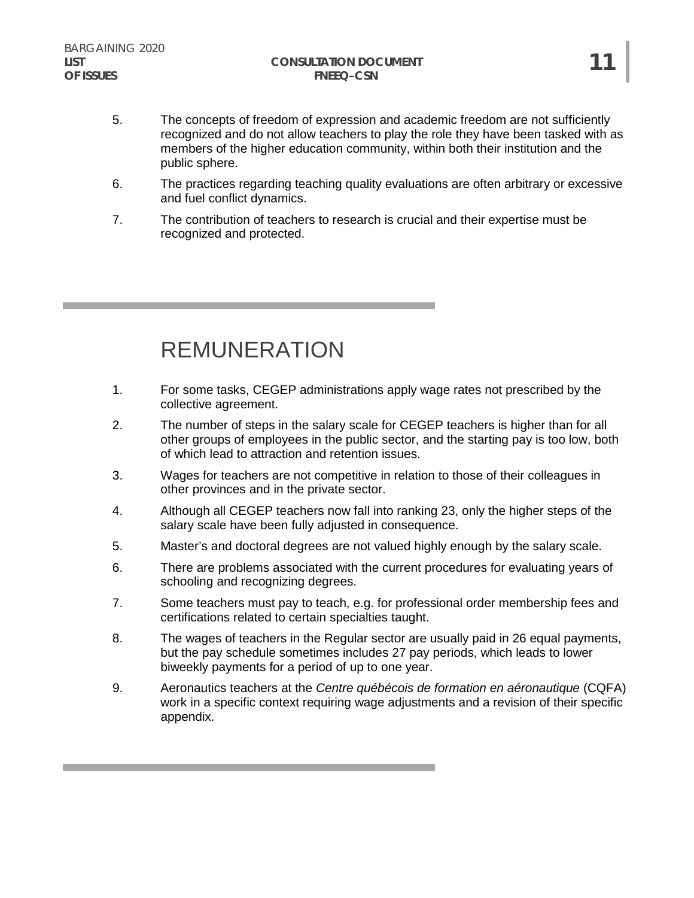5. The concepts of freedom of expression and academic freedom are not sufficiently recognized and do not allow teachers to play the role they have been tasked with as members of the higher education community, within both their institution and the public sphere.
6. The practices regarding teaching quality evaluations are often arbitrary or excessive and fuel conflict dynamics.
7. The contribution of teachers to research is crucial and their expertise must be recognized and protected.

# REMUNERATION

1. For some tasks, CEGEP administrations apply wage rates not prescribed by the collective agreement.
2. The number of steps in the salary scale for CEGEP teachers is higher than for all other groups of employees in the public sector, and the starting pay is too low, both of which lead to attraction and retention issues.
3. Wages for teachers are not competitive in relation to those of their colleagues in other provinces and in the private sector.
4. Although all CEGEP teachers now fall into ranking 23, only the higher steps of the salary scale have been fully adjusted in consequence.
5. Master's and doctoral degrees are not valued highly enough by the salary scale.
6. There are problems associated with the current procedures for evaluating years of schooling and recognizing degrees.
7. Some teachers must pay to teach, e.g. for professional order membership fees and certifications related to certain specialties taught.
8. The wages of teachers in the Regular sector are usually paid in 26 equal payments, but the pay schedule sometimes includes 27 pay periods, which leads to lower biweekly payments for a period of up to one year.
9. Aeronautics teachers at the *Centre québécois de formation en aéronautique* (CQFA) work in a specific context requiring wage adjustments and a revision of their specific appendix.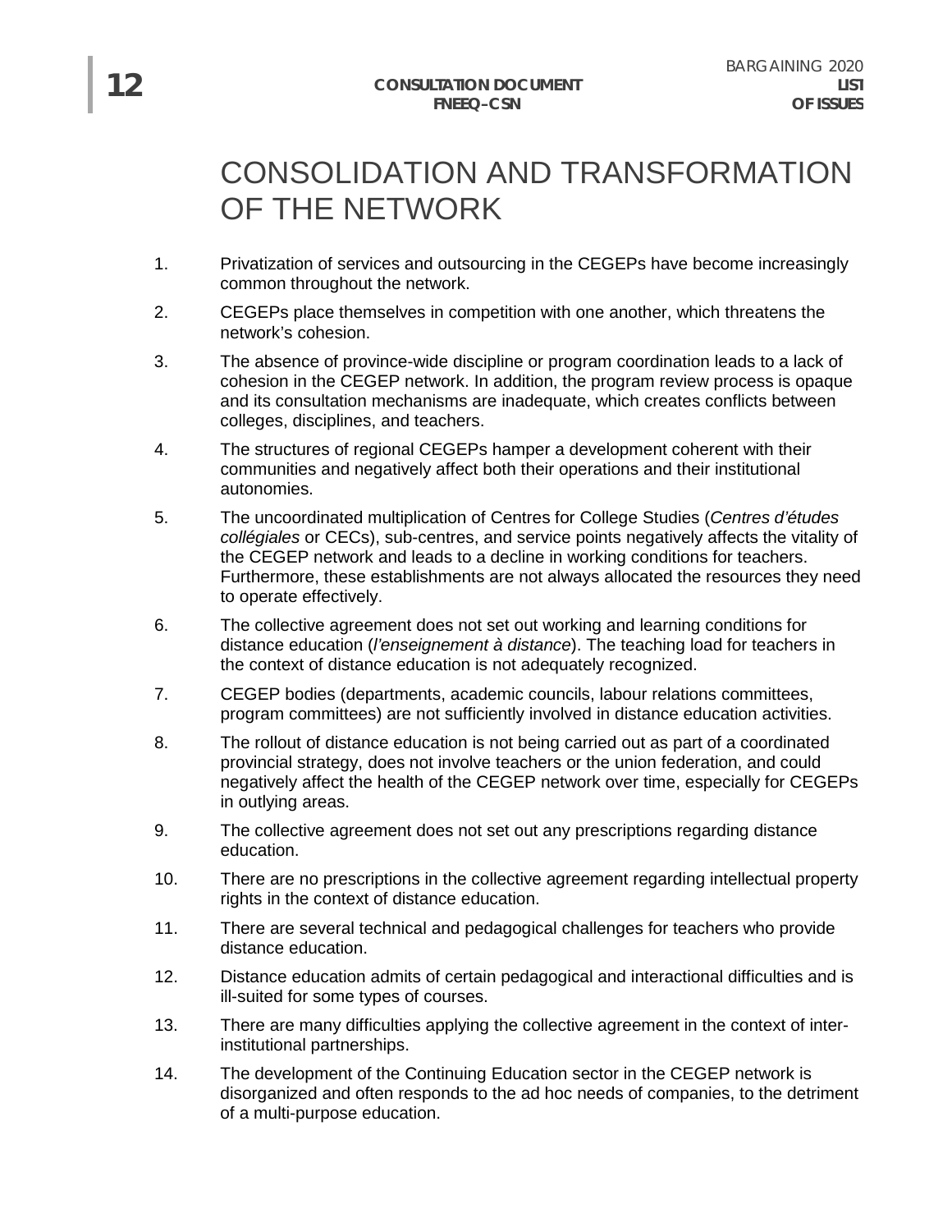# CONSOLIDATION AND TRANSFORMATION OF THE NETWORK

1. Privatization of services and outsourcing in the CEGEPs have become increasingly common throughout the network.
2. CEGEPs place themselves in competition with one another, which threatens the network's cohesion.
3. The absence of province-wide discipline or program coordination leads to a lack of cohesion in the CEGEP network. In addition, the program review process is opaque and its consultation mechanisms are inadequate, which creates conflicts between colleges, disciplines, and teachers.
4. The structures of regional CEGEPs hamper a development coherent with their communities and negatively affect both their operations and their institutional autonomies.
5. The uncoordinated multiplication of Centres for College Studies (*Centres d'études collégiales* or CECs), sub-centres, and service points negatively affects the vitality of the CEGEP network and leads to a decline in working conditions for teachers. Furthermore, these establishments are not always allocated the resources they need to operate effectively.
6. The collective agreement does not set out working and learning conditions for distance education (*l'enseignement à distance*). The teaching load for teachers in the context of distance education is not adequately recognized.
7. CEGEP bodies (departments, academic councils, labour relations committees, program committees) are not sufficiently involved in distance education activities.
8. The rollout of distance education is not being carried out as part of a coordinated provincial strategy, does not involve teachers or the union federation, and could negatively affect the health of the CEGEP network over time, especially for CEGEPs in outlying areas.
9. The collective agreement does not set out any prescriptions regarding distance education.
10. There are no prescriptions in the collective agreement regarding intellectual property rights in the context of distance education.
11. There are several technical and pedagogical challenges for teachers who provide distance education.
12. Distance education admits of certain pedagogical and interactional difficulties and is ill-suited for some types of courses.
13. There are many difficulties applying the collective agreement in the context of inter-institutional partnerships.
14. The development of the Continuing Education sector in the CEGEP network is disorganized and often responds to the ad hoc needs of companies, to the detriment of a multi-purpose education.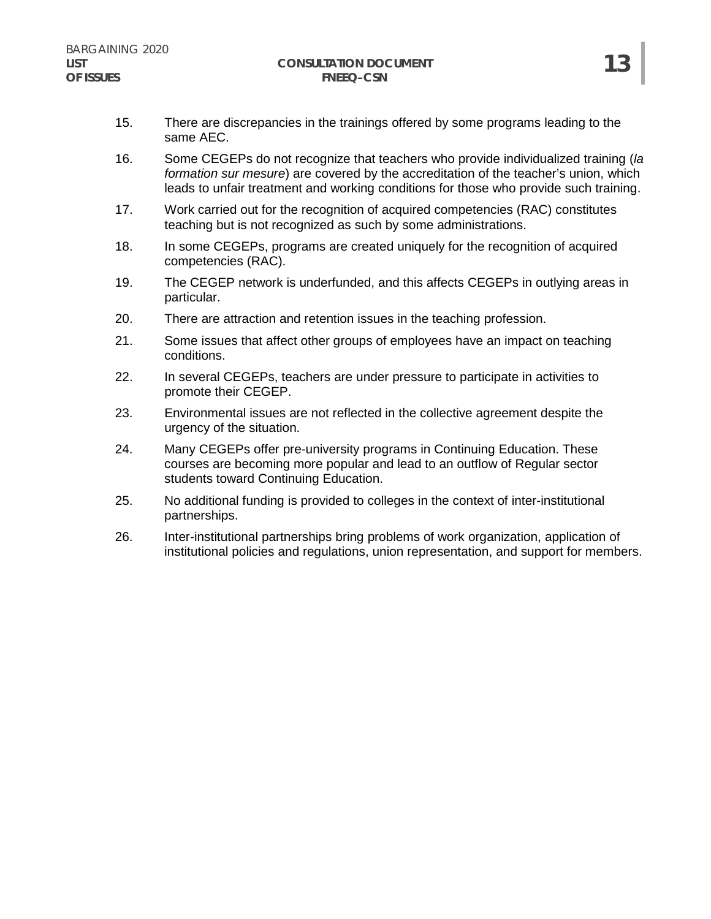15. There are discrepancies in the trainings offered by some programs leading to the same AEC.

16. Some CEGEPs do not recognize that teachers who provide individualized training (*la formation sur mesure*) are covered by the accreditation of the teacher's union, which leads to unfair treatment and working conditions for those who provide such training.

17. Work carried out for the recognition of acquired competencies (RAC) constitutes teaching but is not recognized as such by some administrations.

18. In some CEGEPs, programs are created uniquely for the recognition of acquired competencies (RAC).

19. The CEGEP network is underfunded, and this affects CEGEPs in outlying areas in particular.

20. There are attraction and retention issues in the teaching profession.

21. Some issues that affect other groups of employees have an impact on teaching conditions.

22. In several CEGEPs, teachers are under pressure to participate in activities to promote their CEGEP.

23. Environmental issues are not reflected in the collective agreement despite the urgency of the situation.

24. Many CEGEPs offer pre-university programs in Continuing Education. These courses are becoming more popular and lead to an outflow of Regular sector students toward Continuing Education.

25. No additional funding is provided to colleges in the context of inter-institutional partnerships.

26. Inter-institutional partnerships bring problems of work organization, application of institutional policies and regulations, union representation, and support for members.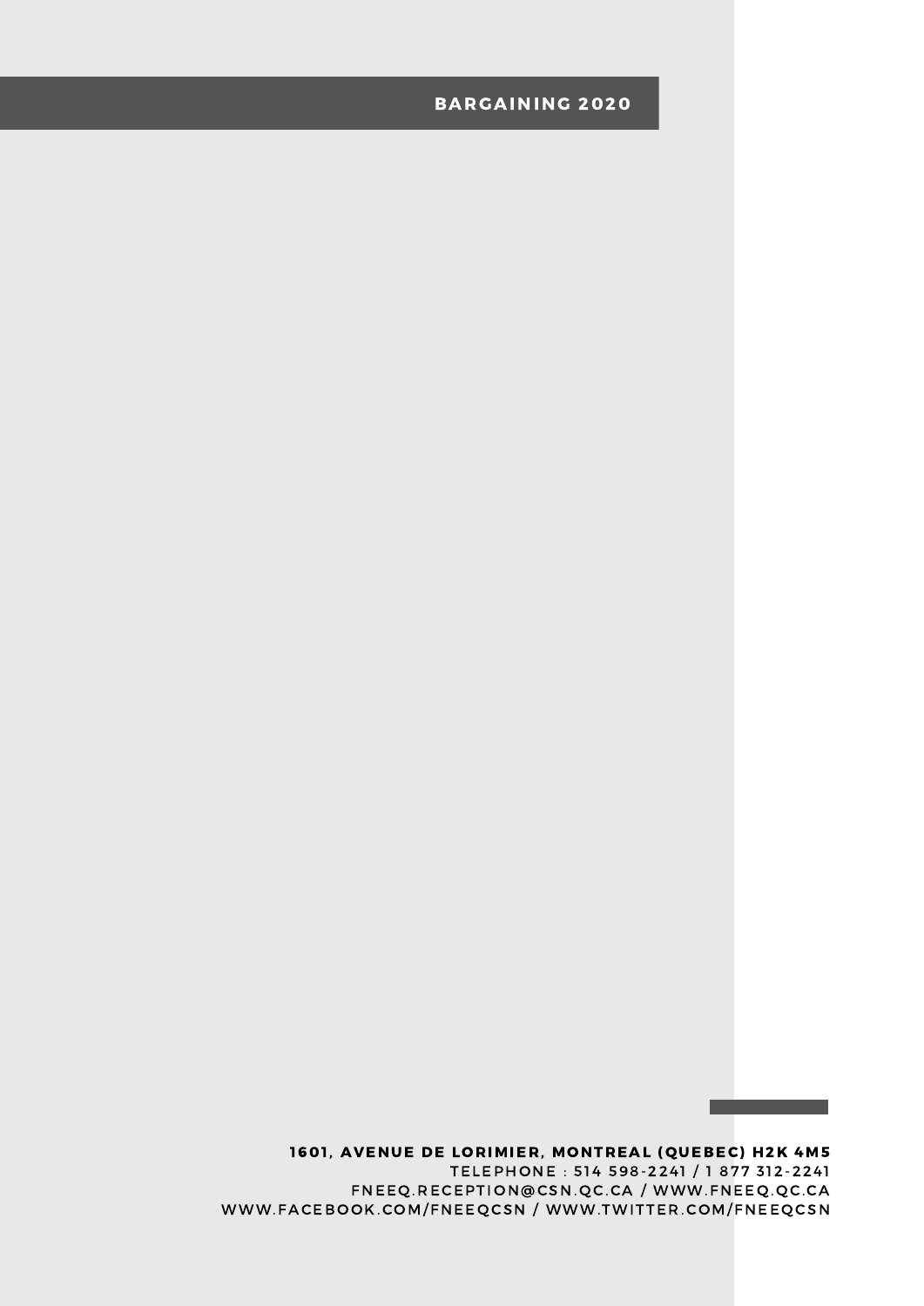**BARGAINING 2020**

**1601, AVENUE DE LORIMIER, MONTREAL (QUEBEC) H2K 4M5**
TELEPHONE : 514 598-2241 / 1 877 312-2241
FNEEQ.RECEPTION@CSN.QC.CA / WWW.FNEEQ.QC.CA
WWW.FACEBOOK.COM/FNEEQCSN / WWW.TWITTER.COM/FNEEQCSN